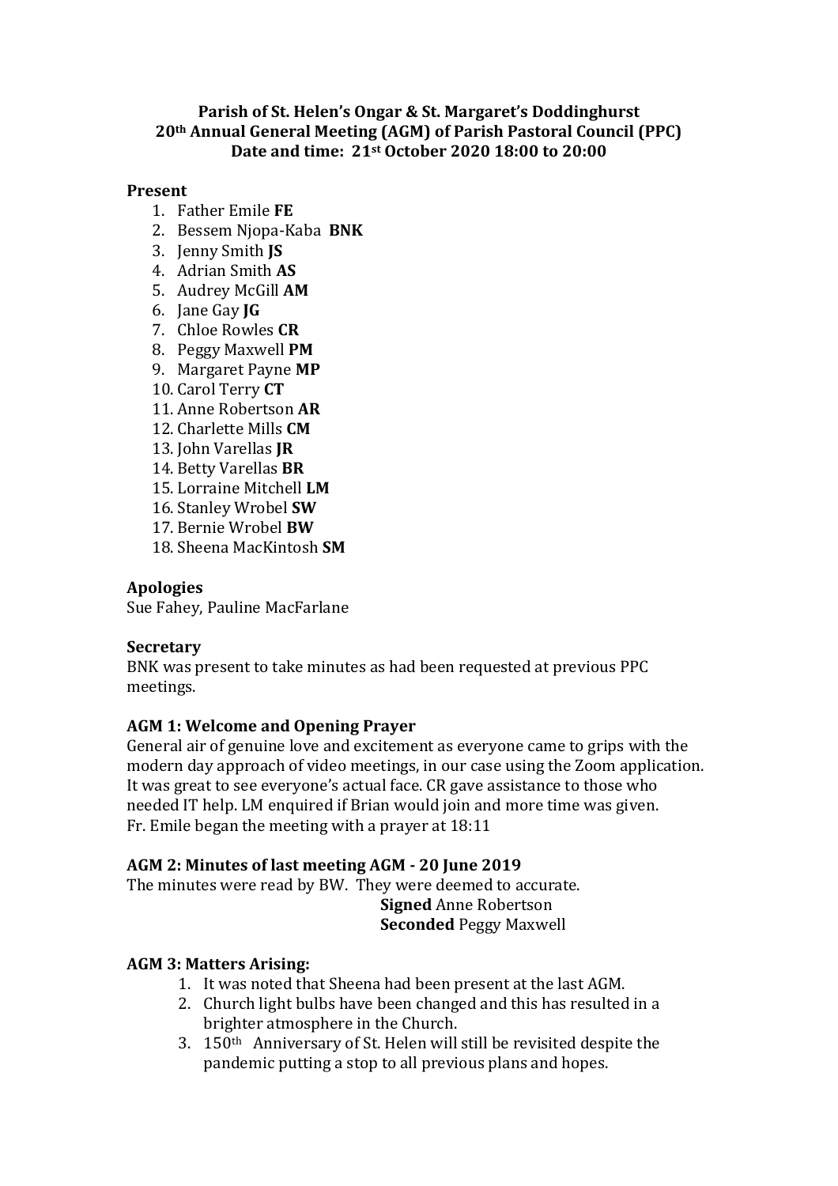**Parish of St. Helen's Ongar & St. Margaret's Doddinghurst**
**20th Annual General Meeting (AGM) of Parish Pastoral Council (PPC)**
**Date and time: 21st October 2020 18:00 to 20:00**

### Present

1. Father Emile **FE**
2. Bessem Njopa-Kaba **BNK**
3. Jenny Smith **JS**
4. Adrian Smith **AS**
5. Audrey McGill **AM**
6. Jane Gay **JG**
7. Chloe Rowles **CR**
8. Peggy Maxwell **PM**
9. Margaret Payne **MP**
10. Carol Terry **CT**
11. Anne Robertson **AR**
12. Charlette Mills **CM**
13. John Varellas **JR**
14. Betty Varellas **BR**
15. Lorraine Mitchell **LM**
16. Stanley Wrobel **SW**
17. Bernie Wrobel **BW**
18. Sheena MacKintosh **SM**

### Apologies

Sue Fahey, Pauline MacFarlane

### Secretary

BNK was present to take minutes as had been requested at previous PPC meetings.

### AGM 1: Welcome and Opening Prayer

General air of genuine love and excitement as everyone came to grips with the modern day approach of video meetings, in our case using the Zoom application. It was great to see everyone's actual face. CR gave assistance to those who needed IT help. LM enquired if Brian would join and more time was given. Fr. Emile began the meeting with a prayer at 18:11

### AGM 2: Minutes of last meeting AGM - 20 June 2019

The minutes were read by BW. They were deemed to accurate.

**Signed** Anne Robertson
**Seconded** Peggy Maxwell

### AGM 3: Matters Arising:

1. It was noted that Sheena had been present at the last AGM.
2. Church light bulbs have been changed and this has resulted in a brighter atmosphere in the Church.
3. 150th Anniversary of St. Helen will still be revisited despite the pandemic putting a stop to all previous plans and hopes.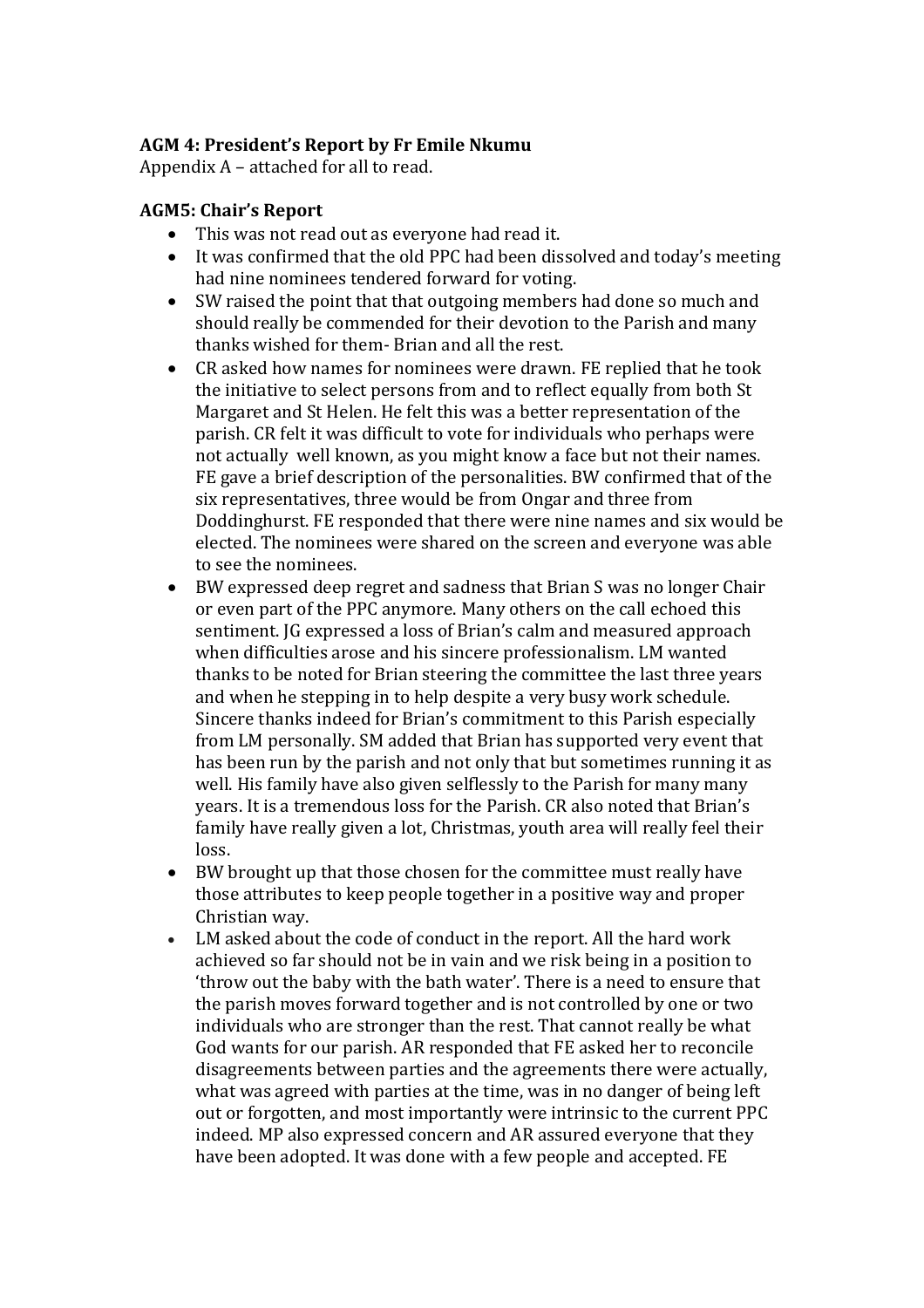**AGM 4: President's Report by Fr Emile Nkumu**
Appendix A – attached for all to read.

**AGM5: Chair's Report**

- This was not read out as everyone had read it.
- It was confirmed that the old PPC had been dissolved and today's meeting had nine nominees tendered forward for voting.
- SW raised the point that that outgoing members had done so much and should really be commended for their devotion to the Parish and many thanks wished for them- Brian and all the rest.
- CR asked how names for nominees were drawn. FE replied that he took the initiative to select persons from and to reflect equally from both St Margaret and St Helen. He felt this was a better representation of the parish. CR felt it was difficult to vote for individuals who perhaps were not actually well known, as you might know a face but not their names. FE gave a brief description of the personalities. BW confirmed that of the six representatives, three would be from Ongar and three from Doddinghurst. FE responded that there were nine names and six would be elected. The nominees were shared on the screen and everyone was able to see the nominees.
- BW expressed deep regret and sadness that Brian S was no longer Chair or even part of the PPC anymore. Many others on the call echoed this sentiment. JG expressed a loss of Brian's calm and measured approach when difficulties arose and his sincere professionalism. LM wanted thanks to be noted for Brian steering the committee the last three years and when he stepping in to help despite a very busy work schedule. Sincere thanks indeed for Brian's commitment to this Parish especially from LM personally. SM added that Brian has supported very event that has been run by the parish and not only that but sometimes running it as well. His family have also given selflessly to the Parish for many many years. It is a tremendous loss for the Parish. CR also noted that Brian's family have really given a lot, Christmas, youth area will really feel their loss.
- BW brought up that those chosen for the committee must really have those attributes to keep people together in a positive way and proper Christian way.
- LM asked about the code of conduct in the report. All the hard work achieved so far should not be in vain and we risk being in a position to 'throw out the baby with the bath water'. There is a need to ensure that the parish moves forward together and is not controlled by one or two individuals who are stronger than the rest. That cannot really be what God wants for our parish. AR responded that FE asked her to reconcile disagreements between parties and the agreements there were actually, what was agreed with parties at the time, was in no danger of being left out or forgotten, and most importantly were intrinsic to the current PPC indeed. MP also expressed concern and AR assured everyone that they have been adopted. It was done with a few people and accepted. FE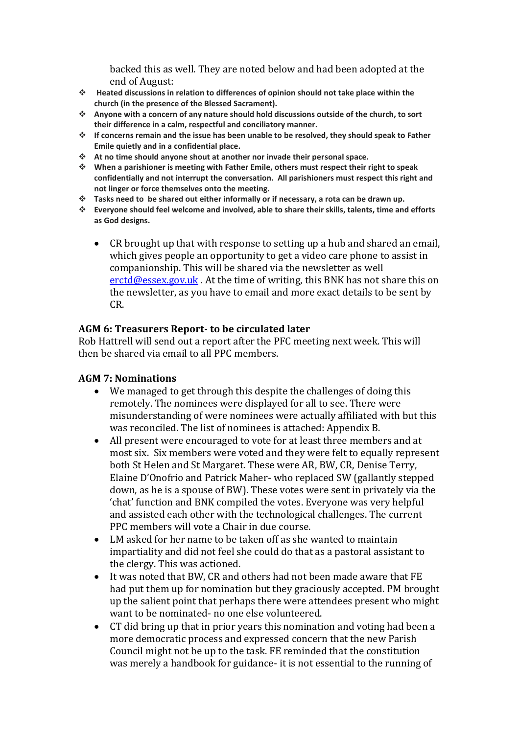backed this as well. They are noted below and had been adopted at the end of August:

- **Heated discussions in relation to differences of opinion should not take place within the church (in the presence of the Blessed Sacrament).**
- **Anyone with a concern of any nature should hold discussions outside of the church, to sort their difference in a calm, respectful and conciliatory manner.**
- **If concerns remain and the issue has been unable to be resolved, they should speak to Father Emile quietly and in a confidential place.**
- **At no time should anyone shout at another nor invade their personal space.**
- **When a parishioner is meeting with Father Emile, others must respect their right to speak confidentially and not interrupt the conversation. All parishioners must respect this right and not linger or force themselves onto the meeting.**
- **Tasks need to be shared out either informally or if necessary, a rota can be drawn up.**
- **Everyone should feel welcome and involved, able to share their skills, talents, time and efforts as God designs.**

  - CR brought up that with response to setting up a hub and shared an email, which gives people an opportunity to get a video care phone to assist in companionship. This will be shared via the newsletter as well erctd@essex.gov.uk . At the time of writing, this BNK has not share this on the newsletter, as you have to email and more exact details to be sent by CR.

### AGM 6: Treasurers Report- to be circulated later

Rob Hattrell will send out a report after the PFC meeting next week. This will then be shared via email to all PPC members.

### AGM 7: Nominations

- We managed to get through this despite the challenges of doing this remotely. The nominees were displayed for all to see. There were misunderstanding of were nominees were actually affiliated with but this was reconciled. The list of nominees is attached: Appendix B.
- All present were encouraged to vote for at least three members and at most six. Six members were voted and they were felt to equally represent both St Helen and St Margaret. These were AR, BW, CR, Denise Terry, Elaine D'Onofrio and Patrick Maher- who replaced SW (gallantly stepped down, as he is a spouse of BW). These votes were sent in privately via the 'chat' function and BNK compiled the votes. Everyone was very helpful and assisted each other with the technological challenges. The current PPC members will vote a Chair in due course.
- LM asked for her name to be taken off as she wanted to maintain impartiality and did not feel she could do that as a pastoral assistant to the clergy. This was actioned.
- It was noted that BW, CR and others had not been made aware that FE had put them up for nomination but they graciously accepted. PM brought up the salient point that perhaps there were attendees present who might want to be nominated- no one else volunteered.
- CT did bring up that in prior years this nomination and voting had been a more democratic process and expressed concern that the new Parish Council might not be up to the task. FE reminded that the constitution was merely a handbook for guidance- it is not essential to the running of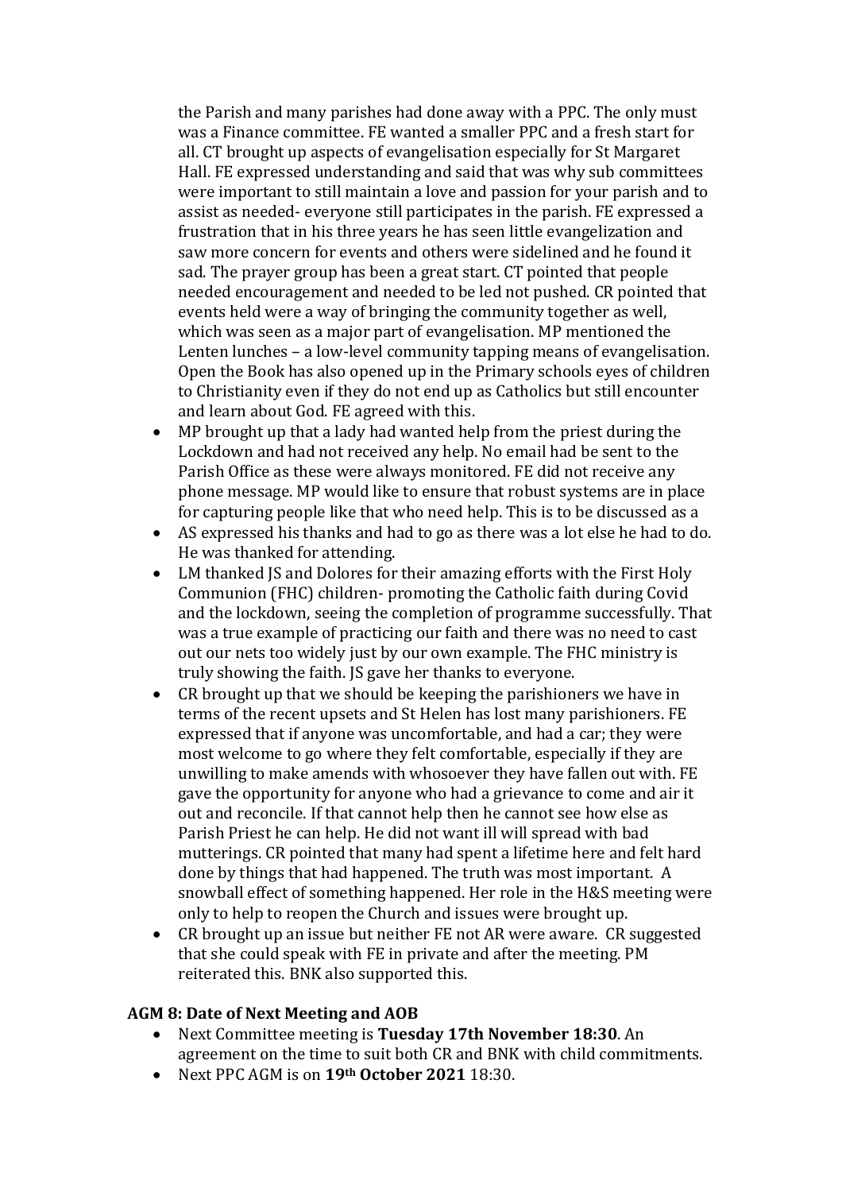the Parish and many parishes had done away with a PPC. The only must was a Finance committee. FE wanted a smaller PPC and a fresh start for all. CT brought up aspects of evangelisation especially for St Margaret Hall. FE expressed understanding and said that was why sub committees were important to still maintain a love and passion for your parish and to assist as needed- everyone still participates in the parish. FE expressed a frustration that in his three years he has seen little evangelization and saw more concern for events and others were sidelined and he found it sad. The prayer group has been a great start. CT pointed that people needed encouragement and needed to be led not pushed. CR pointed that events held were a way of bringing the community together as well, which was seen as a major part of evangelisation. MP mentioned the Lenten lunches – a low-level community tapping means of evangelisation. Open the Book has also opened up in the Primary schools eyes of children to Christianity even if they do not end up as Catholics but still encounter and learn about God. FE agreed with this.

- MP brought up that a lady had wanted help from the priest during the Lockdown and had not received any help. No email had be sent to the Parish Office as these were always monitored. FE did not receive any phone message. MP would like to ensure that robust systems are in place for capturing people like that who need help. This is to be discussed as a
- AS expressed his thanks and had to go as there was a lot else he had to do. He was thanked for attending.
- LM thanked JS and Dolores for their amazing efforts with the First Holy Communion (FHC) children- promoting the Catholic faith during Covid and the lockdown, seeing the completion of programme successfully. That was a true example of practicing our faith and there was no need to cast out our nets too widely just by our own example. The FHC ministry is truly showing the faith. JS gave her thanks to everyone.
- CR brought up that we should be keeping the parishioners we have in terms of the recent upsets and St Helen has lost many parishioners. FE expressed that if anyone was uncomfortable, and had a car; they were most welcome to go where they felt comfortable, especially if they are unwilling to make amends with whosoever they have fallen out with. FE gave the opportunity for anyone who had a grievance to come and air it out and reconcile. If that cannot help then he cannot see how else as Parish Priest he can help. He did not want ill will spread with bad mutterings. CR pointed that many had spent a lifetime here and felt hard done by things that had happened. The truth was most important. A snowball effect of something happened. Her role in the H&S meeting were only to help to reopen the Church and issues were brought up.
- CR brought up an issue but neither FE not AR were aware. CR suggested that she could speak with FE in private and after the meeting. PM reiterated this. BNK also supported this.

### AGM 8: Date of Next Meeting and AOB

- Next Committee meeting is **Tuesday 17th November 18:30**. An agreement on the time to suit both CR and BNK with child commitments.
- Next PPC AGM is on **19th October 2021** 18:30.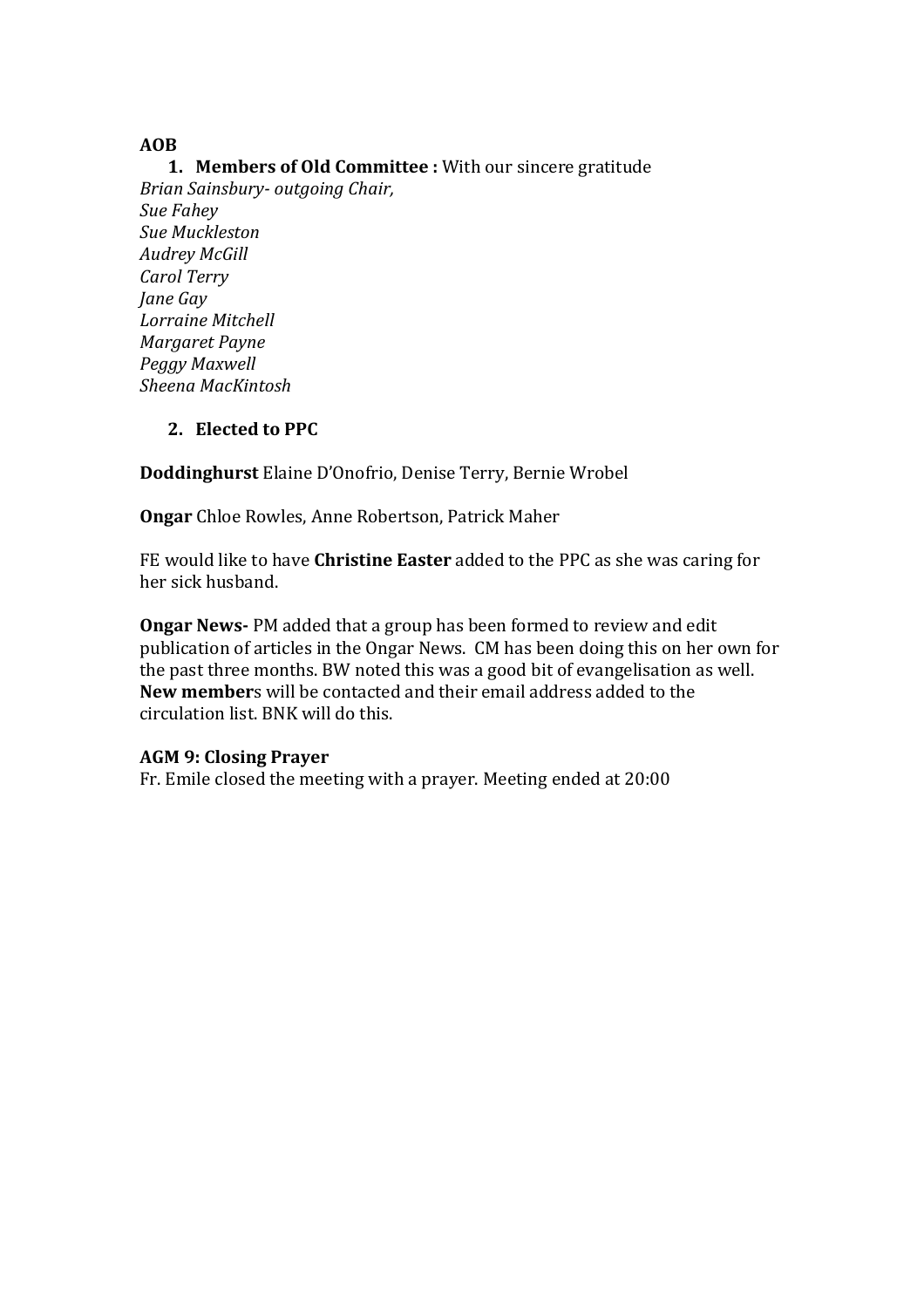**AOB**

1. **Members of Old Committee :** With our sincere gratitude

*Brian Sainsbury- outgoing Chair,*
*Sue Fahey*
*Sue Muckleston*
*Audrey McGill*
*Carol Terry*
*Jane Gay*
*Lorraine Mitchell*
*Margaret Payne*
*Peggy Maxwell*
*Sheena MacKintosh*

2. **Elected to PPC**

**Doddinghurst** Elaine D'Onofrio, Denise Terry, Bernie Wrobel

**Ongar** Chloe Rowles, Anne Robertson, Patrick Maher

FE would like to have **Christine Easter** added to the PPC as she was caring for her sick husband.

**Ongar News-** PM added that a group has been formed to review and edit publication of articles in the Ongar News. CM has been doing this on her own for the past three months. BW noted this was a good bit of evangelisation as well. **New member**s will be contacted and their email address added to the circulation list. BNK will do this.

**AGM 9: Closing Prayer**
Fr. Emile closed the meeting with a prayer. Meeting ended at 20:00